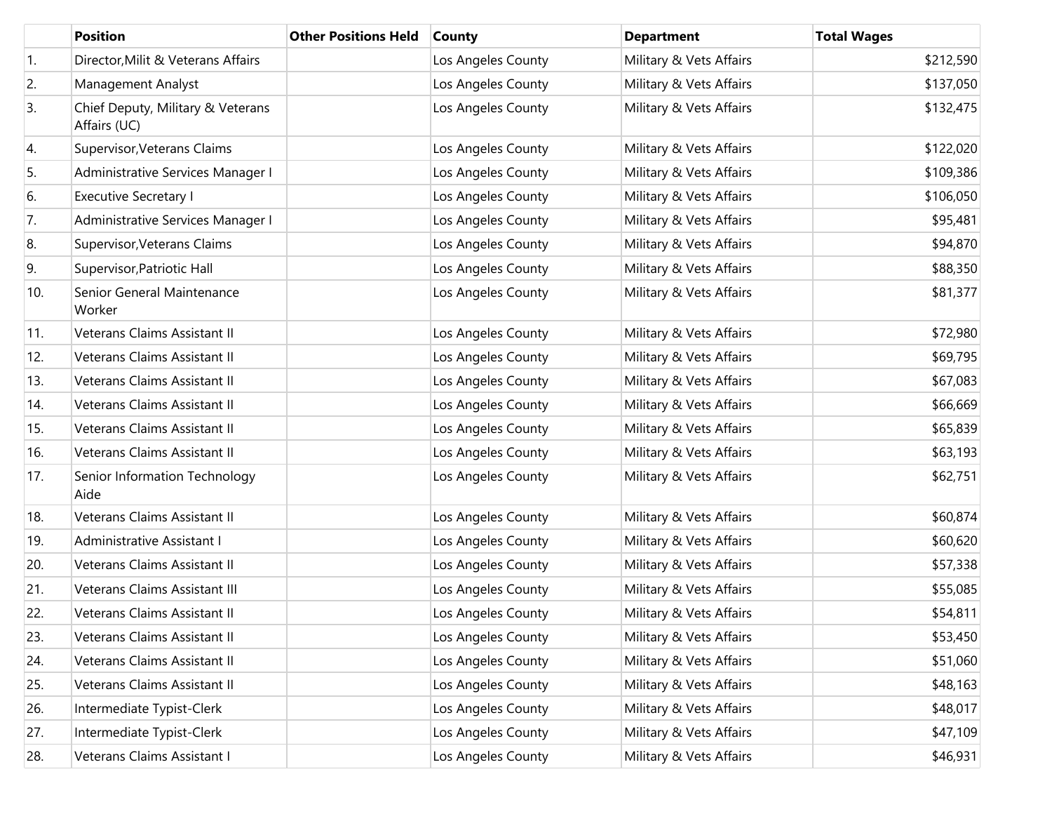| | Position | Other Positions Held | County | Department | Total Wages |
|---|---|---|---|---|---|
| 1. | Director,Milit & Veterans Affairs | | Los Angeles County | Military & Vets Affairs | $212,590 |
| 2. | Management Analyst | | Los Angeles County | Military & Vets Affairs | $137,050 |
| 3. | Chief Deputy, Military & Veterans Affairs (UC) | | Los Angeles County | Military & Vets Affairs | $132,475 |
| 4. | Supervisor,Veterans Claims | | Los Angeles County | Military & Vets Affairs | $122,020 |
| 5. | Administrative Services Manager I | | Los Angeles County | Military & Vets Affairs | $109,386 |
| 6. | Executive Secretary I | | Los Angeles County | Military & Vets Affairs | $106,050 |
| 7. | Administrative Services Manager I | | Los Angeles County | Military & Vets Affairs | $95,481 |
| 8. | Supervisor,Veterans Claims | | Los Angeles County | Military & Vets Affairs | $94,870 |
| 9. | Supervisor,Patriotic Hall | | Los Angeles County | Military & Vets Affairs | $88,350 |
| 10. | Senior General Maintenance Worker | | Los Angeles County | Military & Vets Affairs | $81,377 |
| 11. | Veterans Claims Assistant II | | Los Angeles County | Military & Vets Affairs | $72,980 |
| 12. | Veterans Claims Assistant II | | Los Angeles County | Military & Vets Affairs | $69,795 |
| 13. | Veterans Claims Assistant II | | Los Angeles County | Military & Vets Affairs | $67,083 |
| 14. | Veterans Claims Assistant II | | Los Angeles County | Military & Vets Affairs | $66,669 |
| 15. | Veterans Claims Assistant II | | Los Angeles County | Military & Vets Affairs | $65,839 |
| 16. | Veterans Claims Assistant II | | Los Angeles County | Military & Vets Affairs | $63,193 |
| 17. | Senior Information Technology Aide | | Los Angeles County | Military & Vets Affairs | $62,751 |
| 18. | Veterans Claims Assistant II | | Los Angeles County | Military & Vets Affairs | $60,874 |
| 19. | Administrative Assistant I | | Los Angeles County | Military & Vets Affairs | $60,620 |
| 20. | Veterans Claims Assistant II | | Los Angeles County | Military & Vets Affairs | $57,338 |
| 21. | Veterans Claims Assistant III | | Los Angeles County | Military & Vets Affairs | $55,085 |
| 22. | Veterans Claims Assistant II | | Los Angeles County | Military & Vets Affairs | $54,811 |
| 23. | Veterans Claims Assistant II | | Los Angeles County | Military & Vets Affairs | $53,450 |
| 24. | Veterans Claims Assistant II | | Los Angeles County | Military & Vets Affairs | $51,060 |
| 25. | Veterans Claims Assistant II | | Los Angeles County | Military & Vets Affairs | $48,163 |
| 26. | Intermediate Typist-Clerk | | Los Angeles County | Military & Vets Affairs | $48,017 |
| 27. | Intermediate Typist-Clerk | | Los Angeles County | Military & Vets Affairs | $47,109 |
| 28. | Veterans Claims Assistant I | | Los Angeles County | Military & Vets Affairs | $46,931 |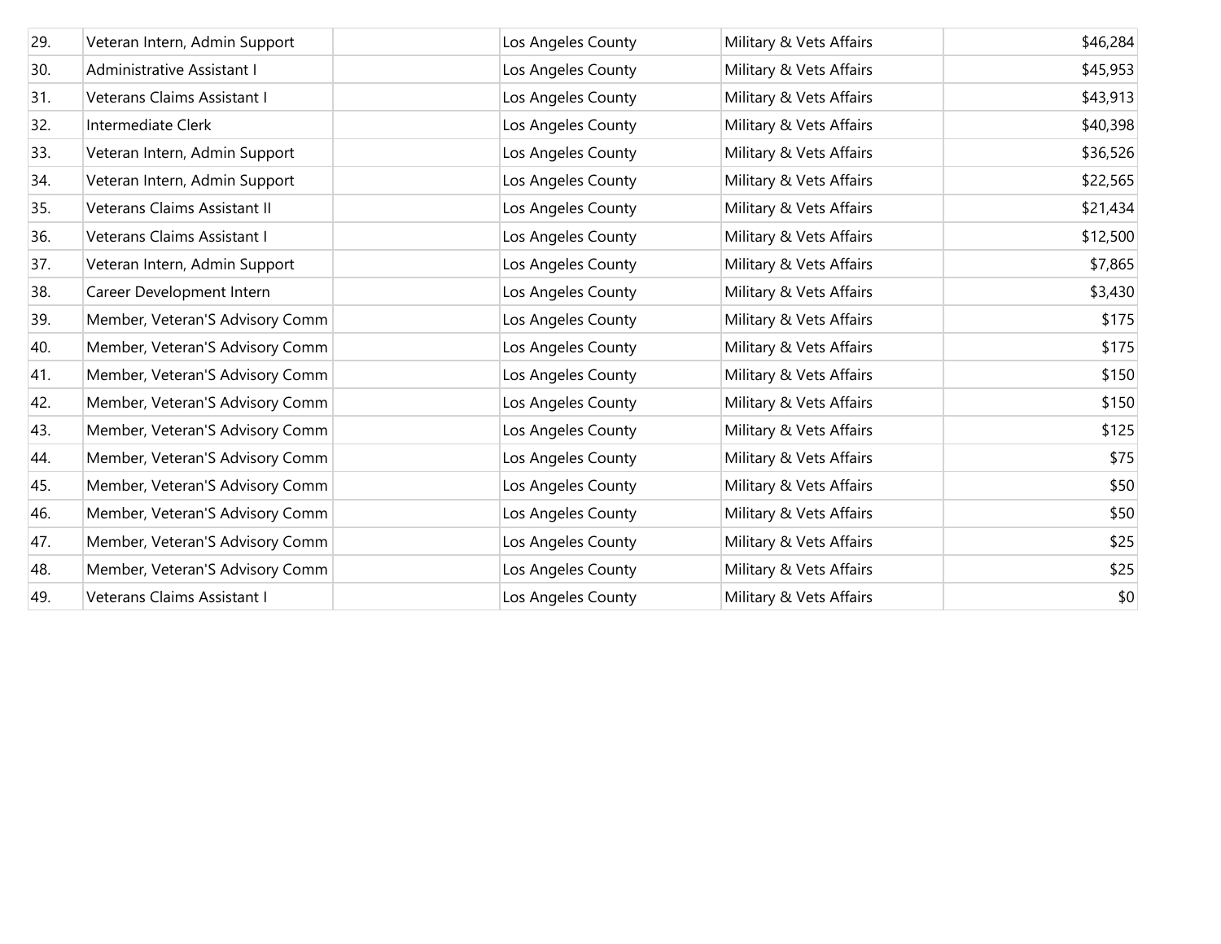| | | | | | |
|---|---|---|---|---|---|
| 29. | Veteran Intern, Admin Support | | Los Angeles County | Military & Vets Affairs | $46,284 |
| 30. | Administrative Assistant I | | Los Angeles County | Military & Vets Affairs | $45,953 |
| 31. | Veterans Claims Assistant I | | Los Angeles County | Military & Vets Affairs | $43,913 |
| 32. | Intermediate Clerk | | Los Angeles County | Military & Vets Affairs | $40,398 |
| 33. | Veteran Intern, Admin Support | | Los Angeles County | Military & Vets Affairs | $36,526 |
| 34. | Veteran Intern, Admin Support | | Los Angeles County | Military & Vets Affairs | $22,565 |
| 35. | Veterans Claims Assistant II | | Los Angeles County | Military & Vets Affairs | $21,434 |
| 36. | Veterans Claims Assistant I | | Los Angeles County | Military & Vets Affairs | $12,500 |
| 37. | Veteran Intern, Admin Support | | Los Angeles County | Military & Vets Affairs | $7,865 |
| 38. | Career Development Intern | | Los Angeles County | Military & Vets Affairs | $3,430 |
| 39. | Member, Veteran'S Advisory Comm | | Los Angeles County | Military & Vets Affairs | $175 |
| 40. | Member, Veteran'S Advisory Comm | | Los Angeles County | Military & Vets Affairs | $175 |
| 41. | Member, Veteran'S Advisory Comm | | Los Angeles County | Military & Vets Affairs | $150 |
| 42. | Member, Veteran'S Advisory Comm | | Los Angeles County | Military & Vets Affairs | $150 |
| 43. | Member, Veteran'S Advisory Comm | | Los Angeles County | Military & Vets Affairs | $125 |
| 44. | Member, Veteran'S Advisory Comm | | Los Angeles County | Military & Vets Affairs | $75 |
| 45. | Member, Veteran'S Advisory Comm | | Los Angeles County | Military & Vets Affairs | $50 |
| 46. | Member, Veteran'S Advisory Comm | | Los Angeles County | Military & Vets Affairs | $50 |
| 47. | Member, Veteran'S Advisory Comm | | Los Angeles County | Military & Vets Affairs | $25 |
| 48. | Member, Veteran'S Advisory Comm | | Los Angeles County | Military & Vets Affairs | $25 |
| 49. | Veterans Claims Assistant I | | Los Angeles County | Military & Vets Affairs | $0 |